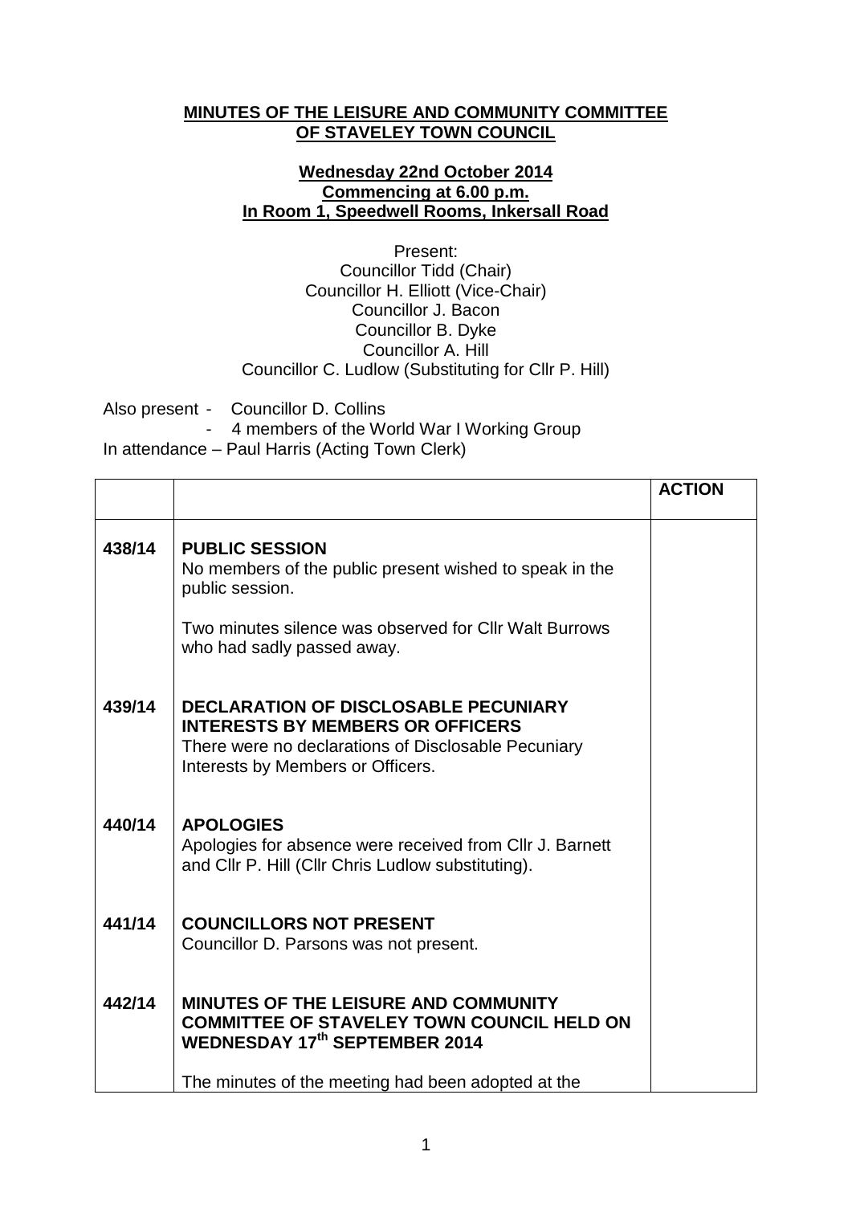**MINUTES OF THE LEISURE AND COMMUNITY COMMITTEE OF STAVELEY TOWN COUNCIL**

**Wednesday 22nd October 2014**
**Commencing at 6.00 p.m.**
**In Room 1, Speedwell Rooms, Inkersall Road**

Present:
Councillor Tidd (Chair)
Councillor H. Elliott (Vice-Chair)
Councillor J. Bacon
Councillor B. Dyke
Councillor A. Hill
Councillor C. Ludlow (Substituting for Cllr P. Hill)

Also present - Councillor D. Collins
- 4 members of the World War I Working Group

In attendance – Paul Harris (Acting Town Clerk)

| | | ACTION |
|---|---|---|
| 438/14 | **PUBLIC SESSION**<br>No members of the public present wished to speak in the public session.<br><br>Two minutes silence was observed for Cllr Walt Burrows who had sadly passed away. | |
| 439/14 | **DECLARATION OF DISCLOSABLE PECUNIARY INTERESTS BY MEMBERS OR OFFICERS**<br>There were no declarations of Disclosable Pecuniary Interests by Members or Officers. | |
| 440/14 | **APOLOGIES**<br>Apologies for absence were received from Cllr J. Barnett and Cllr P. Hill (Cllr Chris Ludlow substituting). | |
| 441/14 | **COUNCILLORS NOT PRESENT**<br>Councillor D. Parsons was not present. | |
| 442/14 | **MINUTES OF THE LEISURE AND COMMUNITY COMMITTEE OF STAVELEY TOWN COUNCIL HELD ON WEDNESDAY 17th SEPTEMBER 2014**<br><br>The minutes of the meeting had been adopted at the | |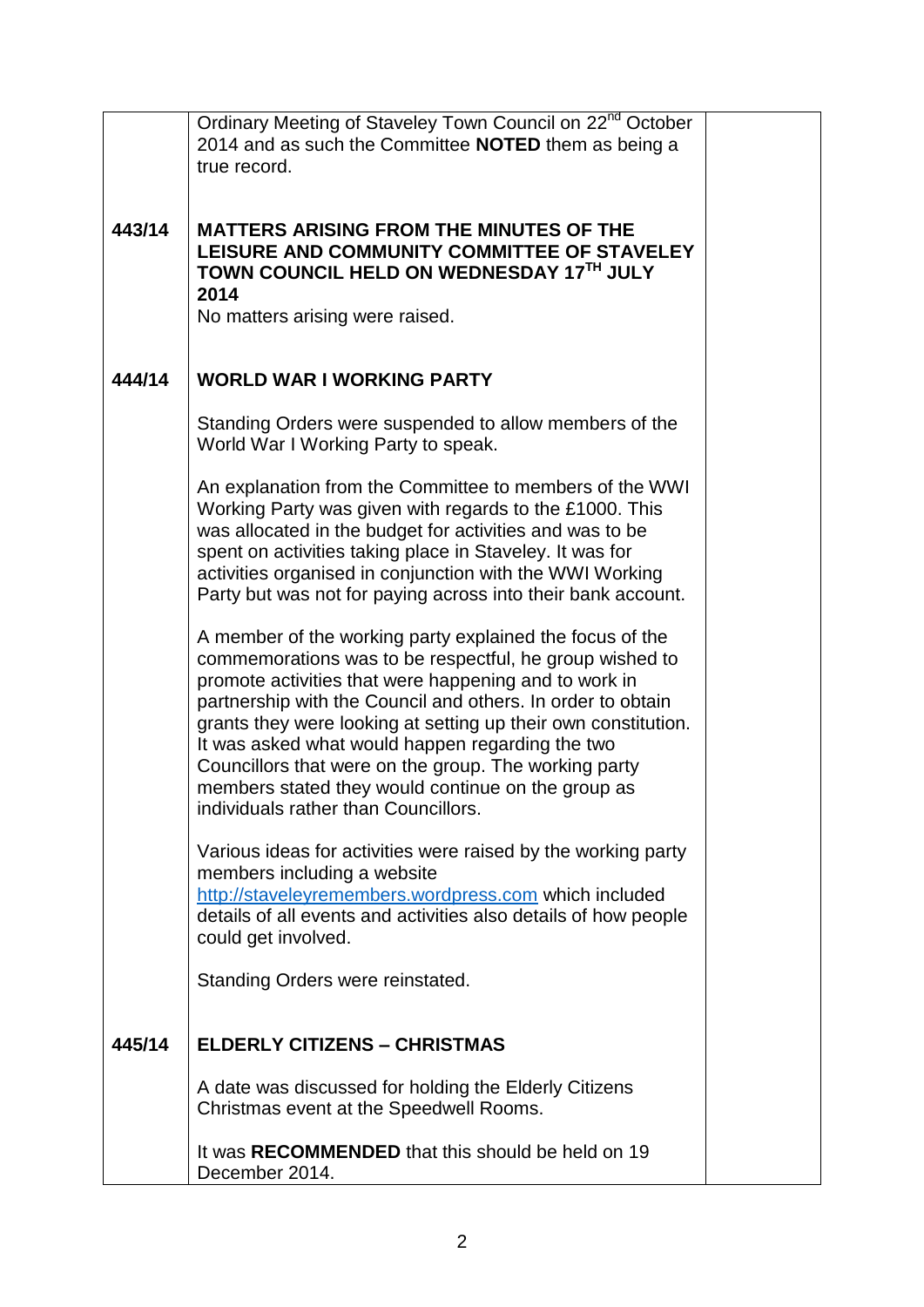| | | |
|---|---|---|
| | Ordinary Meeting of Staveley Town Council on 22nd October 2014 and as such the Committee **NOTED** them as being a true record. | |
| **443/14** | **MATTERS ARISING FROM THE MINUTES OF THE LEISURE AND COMMUNITY COMMITTEE OF STAVELEY TOWN COUNCIL HELD ON WEDNESDAY 17TH JULY 2014**<br>No matters arising were raised. | |
| **444/14** | **WORLD WAR I WORKING PARTY**<br><br>Standing Orders were suspended to allow members of the World War I Working Party to speak.<br><br>An explanation from the Committee to members of the WWI Working Party was given with regards to the £1000. This was allocated in the budget for activities and was to be spent on activities taking place in Staveley. It was for activities organised in conjunction with the WWI Working Party but was not for paying across into their bank account.<br><br>A member of the working party explained the focus of the commemorations was to be respectful, he group wished to promote activities that were happening and to work in partnership with the Council and others. In order to obtain grants they were looking at setting up their own constitution. It was asked what would happen regarding the two Councillors that were on the group. The working party members stated they would continue on the group as individuals rather than Councillors.<br><br>Various ideas for activities were raised by the working party members including a website http://staveleyremembers.wordpress.com which included details of all events and activities also details of how people could get involved.<br><br>Standing Orders were reinstated. | |
| **445/14** | **ELDERLY CITIZENS – CHRISTMAS**<br><br>A date was discussed for holding the Elderly Citizens Christmas event at the Speedwell Rooms.<br><br>It was **RECOMMENDED** that this should be held on 19 December 2014. | |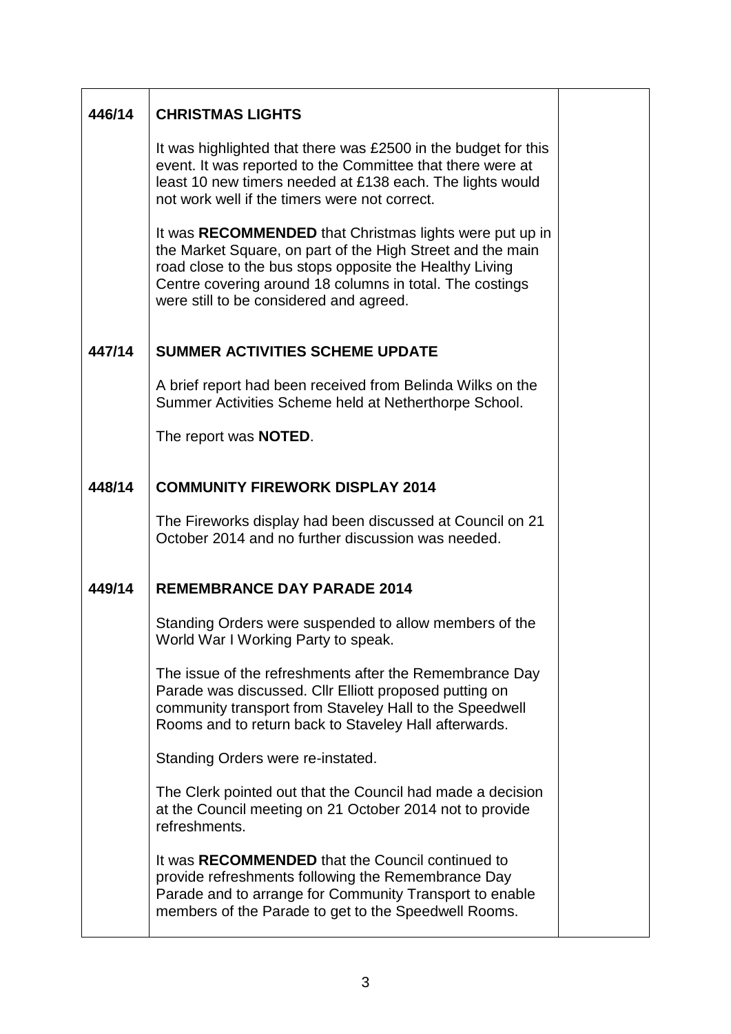| | | |
|---|---|---|
| **446/14** | **CHRISTMAS LIGHTS**<br><br>It was highlighted that there was £2500 in the budget for this event. It was reported to the Committee that there were at least 10 new timers needed at £138 each. The lights would not work well if the timers were not correct.<br><br>It was **RECOMMENDED** that Christmas lights were put up in the Market Square, on part of the High Street and the main road close to the bus stops opposite the Healthy Living Centre covering around 18 columns in total. The costings were still to be considered and agreed. | |
| **447/14** | **SUMMER ACTIVITIES SCHEME UPDATE**<br><br>A brief report had been received from Belinda Wilks on the Summer Activities Scheme held at Netherthorpe School.<br><br>The report was **NOTED**. | |
| **448/14** | **COMMUNITY FIREWORK DISPLAY 2014**<br><br>The Fireworks display had been discussed at Council on 21 October 2014 and no further discussion was needed. | |
| **449/14** | **REMEMBRANCE DAY PARADE 2014**<br><br>Standing Orders were suspended to allow members of the World War I Working Party to speak.<br><br>The issue of the refreshments after the Remembrance Day Parade was discussed. Cllr Elliott proposed putting on community transport from Staveley Hall to the Speedwell Rooms and to return back to Staveley Hall afterwards.<br><br>Standing Orders were re-instated.<br><br>The Clerk pointed out that the Council had made a decision at the Council meeting on 21 October 2014 not to provide refreshments.<br><br>It was **RECOMMENDED** that the Council continued to provide refreshments following the Remembrance Day Parade and to arrange for Community Transport to enable members of the Parade to get to the Speedwell Rooms. | |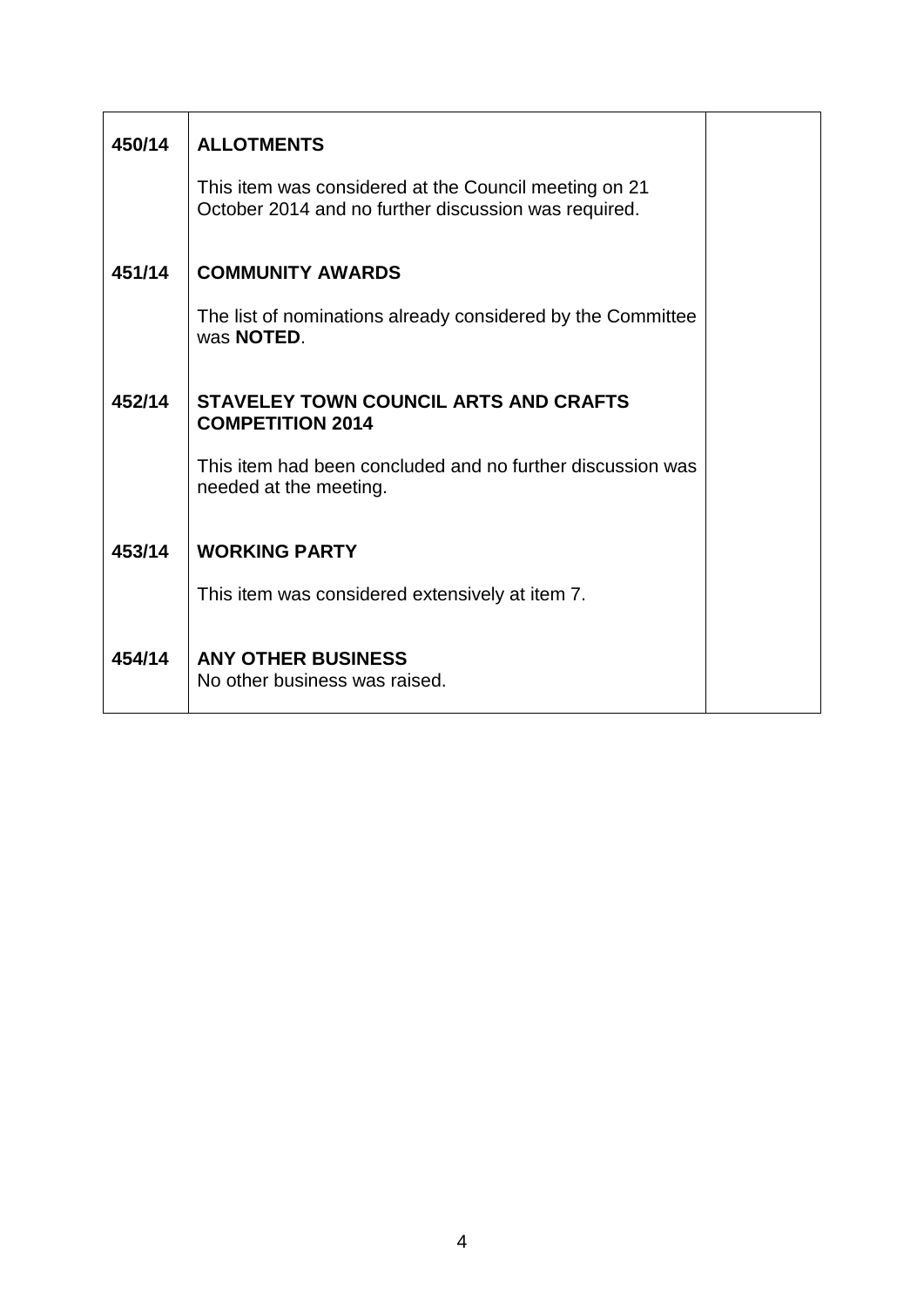| | | |
|---|---|---|
| **450/14** | **ALLOTMENTS**<br><br>This item was considered at the Council meeting on 21 October 2014 and no further discussion was required. | |
| **451/14** | **COMMUNITY AWARDS**<br><br>The list of nominations already considered by the Committee was **NOTED**. | |
| **452/14** | **STAVELEY TOWN COUNCIL ARTS AND CRAFTS COMPETITION 2014**<br><br>This item had been concluded and no further discussion was needed at the meeting. | |
| **453/14** | **WORKING PARTY**<br><br>This item was considered extensively at item 7. | |
| **454/14** | **ANY OTHER BUSINESS**<br>No other business was raised. | |